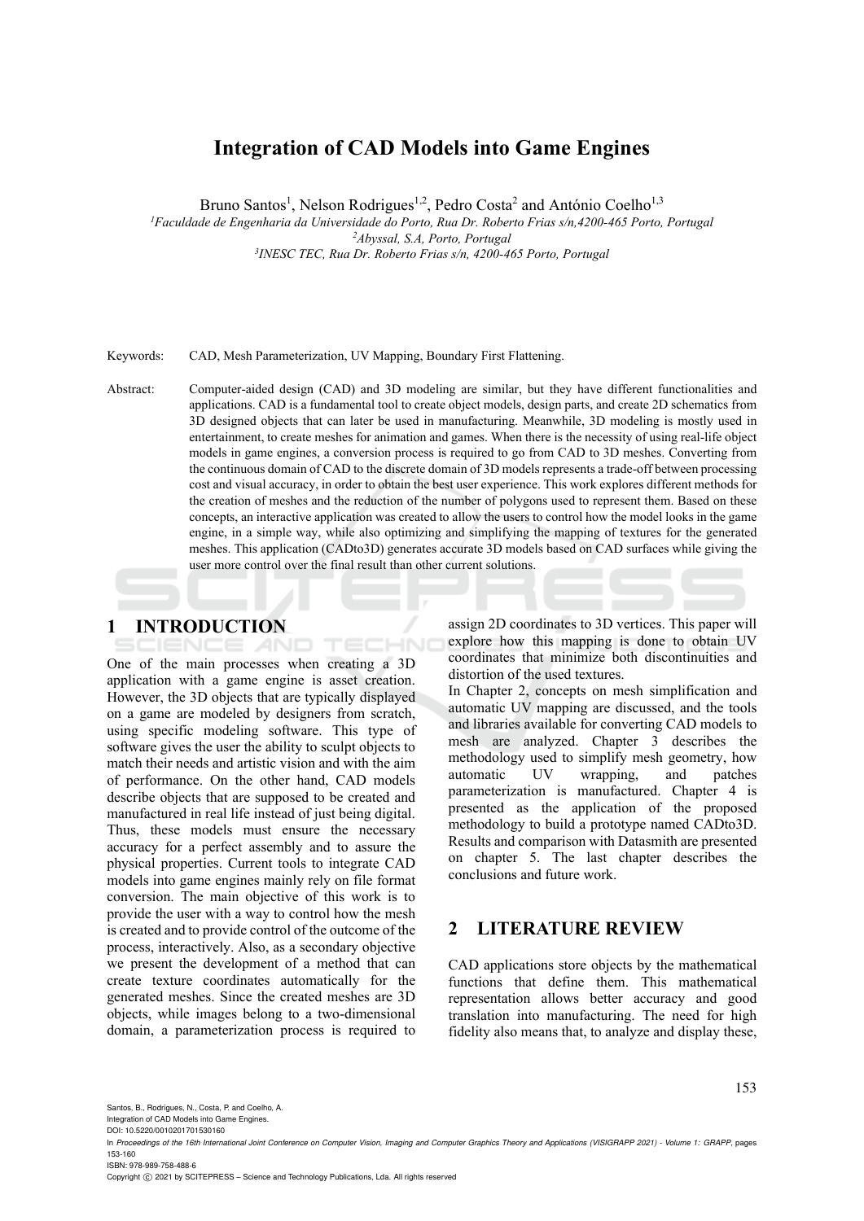# Integration of CAD Models into Game Engines

Bruno Santos[1], Nelson Rodrigues[1,2], Pedro Costa[2] and António Coelho[1,3]

[1]*Faculdade de Engenharia da Universidade do Porto, Rua Dr. Roberto Frias s/n,4200-465 Porto, Portugal*
[2]*Abyssal, S.A, Porto, Portugal*
[3]*INESC TEC, Rua Dr. Roberto Frias s/n, 4200-465 Porto, Portugal*

Keywords: CAD, Mesh Parameterization, UV Mapping, Boundary First Flattening.

Abstract: Computer-aided design (CAD) and 3D modeling are similar, but they have different functionalities and applications. CAD is a fundamental tool to create object models, design parts, and create 2D schematics from 3D designed objects that can later be used in manufacturing. Meanwhile, 3D modeling is mostly used in entertainment, to create meshes for animation and games. When there is the necessity of using real-life object models in game engines, a conversion process is required to go from CAD to 3D meshes. Converting from the continuous domain of CAD to the discrete domain of 3D models represents a trade-off between processing cost and visual accuracy, in order to obtain the best user experience. This work explores different methods for the creation of meshes and the reduction of the number of polygons used to represent them. Based on these concepts, an interactive application was created to allow the users to control how the model looks in the game engine, in a simple way, while also optimizing and simplifying the mapping of textures for the generated meshes. This application (CADto3D) generates accurate 3D models based on CAD surfaces while giving the user more control over the final result than other current solutions.

## 1 INTRODUCTION

One of the main processes when creating a 3D application with a game engine is asset creation. However, the 3D objects that are typically displayed on a game are modeled by designers from scratch, using specific modeling software. This type of software gives the user the ability to sculpt objects to match their needs and artistic vision and with the aim of performance. On the other hand, CAD models describe objects that are supposed to be created and manufactured in real life instead of just being digital. Thus, these models must ensure the necessary accuracy for a perfect assembly and to assure the physical properties. Current tools to integrate CAD models into game engines mainly rely on file format conversion. The main objective of this work is to provide the user with a way to control how the mesh is created and to provide control of the outcome of the process, interactively. Also, as a secondary objective we present the development of a method that can create texture coordinates automatically for the generated meshes. Since the created meshes are 3D objects, while images belong to a two-dimensional domain, a parameterization process is required to assign 2D coordinates to 3D vertices. This paper will explore how this mapping is done to obtain UV coordinates that minimize both discontinuities and distortion of the used textures.

In Chapter 2, concepts on mesh simplification and automatic UV mapping are discussed, and the tools and libraries available for converting CAD models to mesh are analyzed. Chapter 3 describes the methodology used to simplify mesh geometry, how automatic UV wrapping, and patches parameterization is manufactured. Chapter 4 is presented as the application of the proposed methodology to build a prototype named CADto3D. Results and comparison with Datasmith are presented on chapter 5. The last chapter describes the conclusions and future work.

## 2 LITERATURE REVIEW

CAD applications store objects by the mathematical functions that define them. This mathematical representation allows better accuracy and good translation into manufacturing. The need for high fidelity also means that, to analyze and display these,

Santos, B., Rodrigues, N., Costa, P. and Coelho, A.
Integration of CAD Models into Game Engines.
DOI: 10.5220/0010201701530160
In *Proceedings of the 16th International Joint Conference on Computer Vision, Imaging and Computer Graphics Theory and Applications (VISIGRAPP 2021) - Volume 1: GRAPP*, pages 153-160
ISBN: 978-989-758-488-6
Copyright © 2021 by SCITEPRESS – Science and Technology Publications, Lda. All rights reserved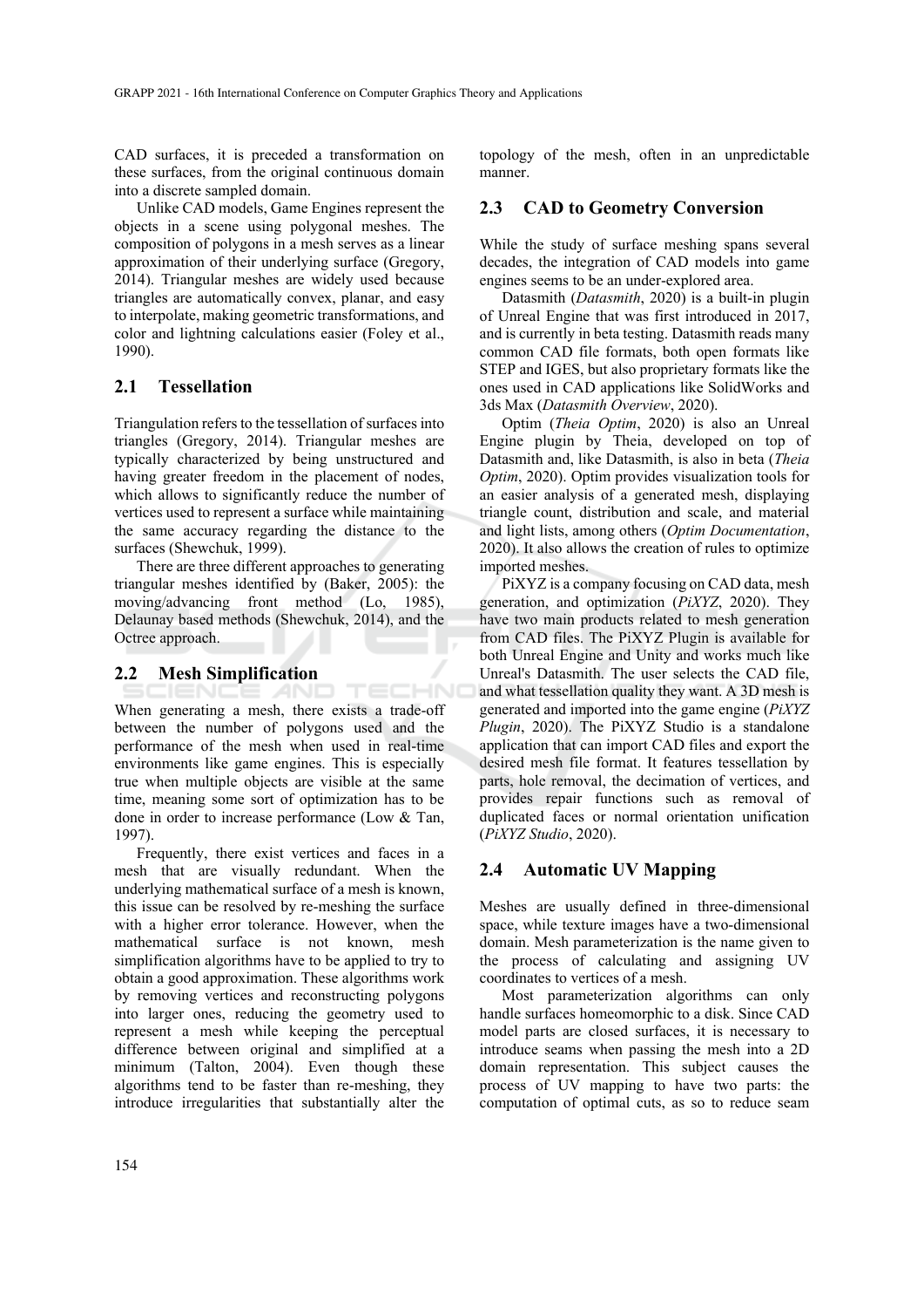CAD surfaces, it is preceded a transformation on these surfaces, from the original continuous domain into a discrete sampled domain.

Unlike CAD models, Game Engines represent the objects in a scene using polygonal meshes. The composition of polygons in a mesh serves as a linear approximation of their underlying surface (Gregory, 2014). Triangular meshes are widely used because triangles are automatically convex, planar, and easy to interpolate, making geometric transformations, and color and lightning calculations easier (Foley et al., 1990).

## 2.1 Tessellation

Triangulation refers to the tessellation of surfaces into triangles (Gregory, 2014). Triangular meshes are typically characterized by being unstructured and having greater freedom in the placement of nodes, which allows to significantly reduce the number of vertices used to represent a surface while maintaining the same accuracy regarding the distance to the surfaces (Shewchuk, 1999).

There are three different approaches to generating triangular meshes identified by (Baker, 2005): the moving/advancing front method (Lo, 1985), Delaunay based methods (Shewchuk, 2014), and the Octree approach.

## 2.2 Mesh Simplification

When generating a mesh, there exists a trade-off between the number of polygons used and the performance of the mesh when used in real-time environments like game engines. This is especially true when multiple objects are visible at the same time, meaning some sort of optimization has to be done in order to increase performance (Low & Tan, 1997).

Frequently, there exist vertices and faces in a mesh that are visually redundant. When the underlying mathematical surface of a mesh is known, this issue can be resolved by re-meshing the surface with a higher error tolerance. However, when the mathematical surface is not known, mesh simplification algorithms have to be applied to try to obtain a good approximation. These algorithms work by removing vertices and reconstructing polygons into larger ones, reducing the geometry used to represent a mesh while keeping the perceptual difference between original and simplified at a minimum (Talton, 2004). Even though these algorithms tend to be faster than re-meshing, they introduce irregularities that substantially alter the topology of the mesh, often in an unpredictable manner.

## 2.3 CAD to Geometry Conversion

While the study of surface meshing spans several decades, the integration of CAD models into game engines seems to be an under-explored area.

Datasmith (*Datasmith*, 2020) is a built-in plugin of Unreal Engine that was first introduced in 2017, and is currently in beta testing. Datasmith reads many common CAD file formats, both open formats like STEP and IGES, but also proprietary formats like the ones used in CAD applications like SolidWorks and 3ds Max (*Datasmith Overview*, 2020).

Optim (*Theia Optim*, 2020) is also an Unreal Engine plugin by Theia, developed on top of Datasmith and, like Datasmith, is also in beta (*Theia Optim*, 2020). Optim provides visualization tools for an easier analysis of a generated mesh, displaying triangle count, distribution and scale, and material and light lists, among others (*Optim Documentation*, 2020). It also allows the creation of rules to optimize imported meshes.

PiXYZ is a company focusing on CAD data, mesh generation, and optimization (*PiXYZ*, 2020). They have two main products related to mesh generation from CAD files. The PiXYZ Plugin is available for both Unreal Engine and Unity and works much like Unreal's Datasmith. The user selects the CAD file, and what tessellation quality they want. A 3D mesh is generated and imported into the game engine (*PiXYZ Plugin*, 2020). The PiXYZ Studio is a standalone application that can import CAD files and export the desired mesh file format. It features tessellation by parts, hole removal, the decimation of vertices, and provides repair functions such as removal of duplicated faces or normal orientation unification (*PiXYZ Studio*, 2020).

## 2.4 Automatic UV Mapping

Meshes are usually defined in three-dimensional space, while texture images have a two-dimensional domain. Mesh parameterization is the name given to the process of calculating and assigning UV coordinates to vertices of a mesh.

Most parameterization algorithms can only handle surfaces homeomorphic to a disk. Since CAD model parts are closed surfaces, it is necessary to introduce seams when passing the mesh into a 2D domain representation. This subject causes the process of UV mapping to have two parts: the computation of optimal cuts, as so to reduce seam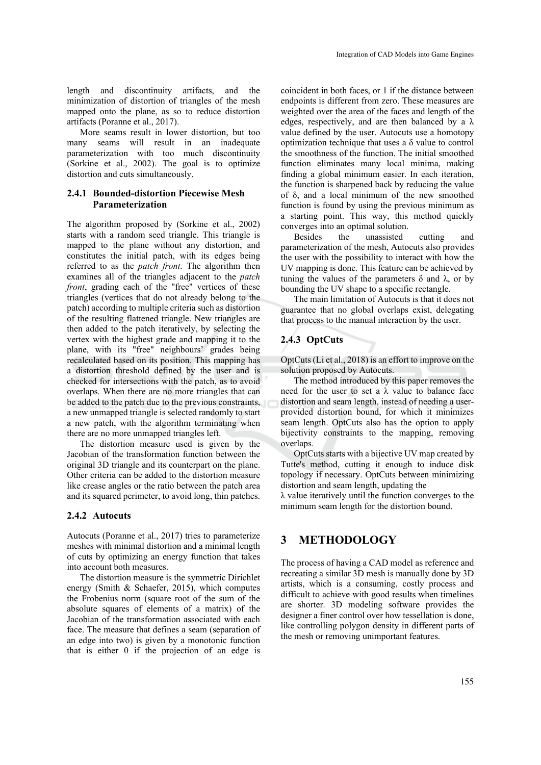length and discontinuity artifacts, and the minimization of distortion of triangles of the mesh mapped onto the plane, as so to reduce distortion artifacts (Poranne et al., 2017).

More seams result in lower distortion, but too many seams will result in an inadequate parameterization with too much discontinuity (Sorkine et al., 2002). The goal is to optimize distortion and cuts simultaneously.

### 2.4.1 Bounded-distortion Piecewise Mesh Parameterization

The algorithm proposed by (Sorkine et al., 2002) starts with a random seed triangle. This triangle is mapped to the plane without any distortion, and constitutes the initial patch, with its edges being referred to as the *patch front*. The algorithm then examines all of the triangles adjacent to the *patch front*, grading each of the "free" vertices of these triangles (vertices that do not already belong to the patch) according to multiple criteria such as distortion of the resulting flattened triangle. New triangles are then added to the patch iteratively, by selecting the vertex with the highest grade and mapping it to the plane, with its "free" neighbours' grades being recalculated based on its position. This mapping has a distortion threshold defined by the user and is checked for intersections with the patch, as to avoid overlaps. When there are no more triangles that can be added to the patch due to the previous constraints, a new unmapped triangle is selected randomly to start a new patch, with the algorithm terminating when there are no more unmapped triangles left.

The distortion measure used is given by the Jacobian of the transformation function between the original 3D triangle and its counterpart on the plane. Other criteria can be added to the distortion measure like crease angles or the ratio between the patch area and its squared perimeter, to avoid long, thin patches.

### 2.4.2 Autocuts

Autocuts (Poranne et al., 2017) tries to parameterize meshes with minimal distortion and a minimal length of cuts by optimizing an energy function that takes into account both measures.

The distortion measure is the symmetric Dirichlet energy (Smith & Schaefer, 2015), which computes the Frobenius norm (square root of the sum of the absolute squares of elements of a matrix) of the Jacobian of the transformation associated with each face. The measure that defines a seam (separation of an edge into two) is given by a monotonic function that is either 0 if the projection of an edge is coincident in both faces, or 1 if the distance between endpoints is different from zero. These measures are weighted over the area of the faces and length of the edges, respectively, and are then balanced by a $\lambda$ value defined by the user. Autocuts use a homotopy optimization technique that uses a $\delta$ value to control the smoothness of the function. The initial smoothed function eliminates many local minima, making finding a global minimum easier. In each iteration, the function is sharpened back by reducing the value of $\delta$, and a local minimum of the new smoothed function is found by using the previous minimum as a starting point. This way, this method quickly converges into an optimal solution.

Besides the unassisted cutting and parameterization of the mesh, Autocuts also provides the user with the possibility to interact with how the UV mapping is done. This feature can be achieved by tuning the values of the parameters $\delta$ and $\lambda$, or by bounding the UV shape to a specific rectangle.

The main limitation of Autocuts is that it does not guarantee that no global overlaps exist, delegating that process to the manual interaction by the user.

### 2.4.3 OptCuts

OptCuts (Li et al., 2018) is an effort to improve on the solution proposed by Autocuts.

The method introduced by this paper removes the need for the user to set a $\lambda$ value to balance face distortion and seam length, instead of needing a user-provided distortion bound, for which it minimizes seam length. OptCuts also has the option to apply bijectivity constraints to the mapping, removing overlaps.

OptCuts starts with a bijective UV map created by Tutte's method, cutting it enough to induce disk topology if necessary. OptCuts between minimizing distortion and seam length, updating the $\lambda$ value iteratively until the function converges to the minimum seam length for the distortion bound.

## 3 METHODOLOGY

The process of having a CAD model as reference and recreating a similar 3D mesh is manually done by 3D artists, which is a consuming, costly process and difficult to achieve with good results when timelines are shorter. 3D modeling software provides the designer a finer control over how tessellation is done, like controlling polygon density in different parts of the mesh or removing unimportant features.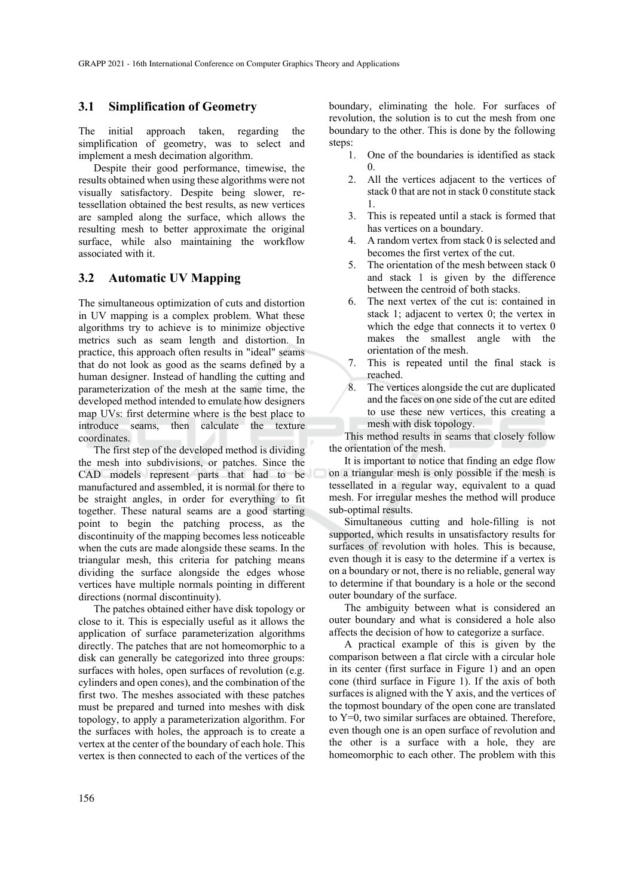### 3.1 Simplification of Geometry

The initial approach taken, regarding the simplification of geometry, was to select and implement a mesh decimation algorithm.

Despite their good performance, timewise, the results obtained when using these algorithms were not visually satisfactory. Despite being slower, re-tessellation obtained the best results, as new vertices are sampled along the surface, which allows the resulting mesh to better approximate the original surface, while also maintaining the workflow associated with it.

### 3.2 Automatic UV Mapping

The simultaneous optimization of cuts and distortion in UV mapping is a complex problem. What these algorithms try to achieve is to minimize objective metrics such as seam length and distortion. In practice, this approach often results in "ideal" seams that do not look as good as the seams defined by a human designer. Instead of handling the cutting and parameterization of the mesh at the same time, the developed method intended to emulate how designers map UVs: first determine where is the best place to introduce seams, then calculate the texture coordinates.

The first step of the developed method is dividing the mesh into subdivisions, or patches. Since the CAD models represent parts that had to be manufactured and assembled, it is normal for there to be straight angles, in order for everything to fit together. These natural seams are a good starting point to begin the patching process, as the discontinuity of the mapping becomes less noticeable when the cuts are made alongside these seams. In the triangular mesh, this criteria for patching means dividing the surface alongside the edges whose vertices have multiple normals pointing in different directions (normal discontinuity).

The patches obtained either have disk topology or close to it. This is especially useful as it allows the application of surface parameterization algorithms directly. The patches that are not homeomorphic to a disk can generally be categorized into three groups: surfaces with holes, open surfaces of revolution (e.g. cylinders and open cones), and the combination of the first two. The meshes associated with these patches must be prepared and turned into meshes with disk topology, to apply a parameterization algorithm. For the surfaces with holes, the approach is to create a vertex at the center of the boundary of each hole. This vertex is then connected to each of the vertices of the boundary, eliminating the hole. For surfaces of revolution, the solution is to cut the mesh from one boundary to the other. This is done by the following steps:

1. One of the boundaries is identified as stack 0.
2. All the vertices adjacent to the vertices of stack 0 that are not in stack 0 constitute stack 1.
3. This is repeated until a stack is formed that has vertices on a boundary.
4. A random vertex from stack 0 is selected and becomes the first vertex of the cut.
5. The orientation of the mesh between stack 0 and stack 1 is given by the difference between the centroid of both stacks.
6. The next vertex of the cut is: contained in stack 1; adjacent to vertex 0; the vertex in which the edge that connects it to vertex 0 makes the smallest angle with the orientation of the mesh.
7. This is repeated until the final stack is reached.
8. The vertices alongside the cut are duplicated and the faces on one side of the cut are edited to use these new vertices, this creating a mesh with disk topology.

This method results in seams that closely follow the orientation of the mesh.

It is important to notice that finding an edge flow on a triangular mesh is only possible if the mesh is tessellated in a regular way, equivalent to a quad mesh. For irregular meshes the method will produce sub-optimal results.

Simultaneous cutting and hole-filling is not supported, which results in unsatisfactory results for surfaces of revolution with holes. This is because, even though it is easy to the determine if a vertex is on a boundary or not, there is no reliable, general way to determine if that boundary is a hole or the second outer boundary of the surface.

The ambiguity between what is considered an outer boundary and what is considered a hole also affects the decision of how to categorize a surface.

A practical example of this is given by the comparison between a flat circle with a circular hole in its center (first surface in Figure 1) and an open cone (third surface in Figure 1). If the axis of both surfaces is aligned with the Y axis, and the vertices of the topmost boundary of the open cone are translated to Y=0, two similar surfaces are obtained. Therefore, even though one is an open surface of revolution and the other is a surface with a hole, they are homeomorphic to each other. The problem with this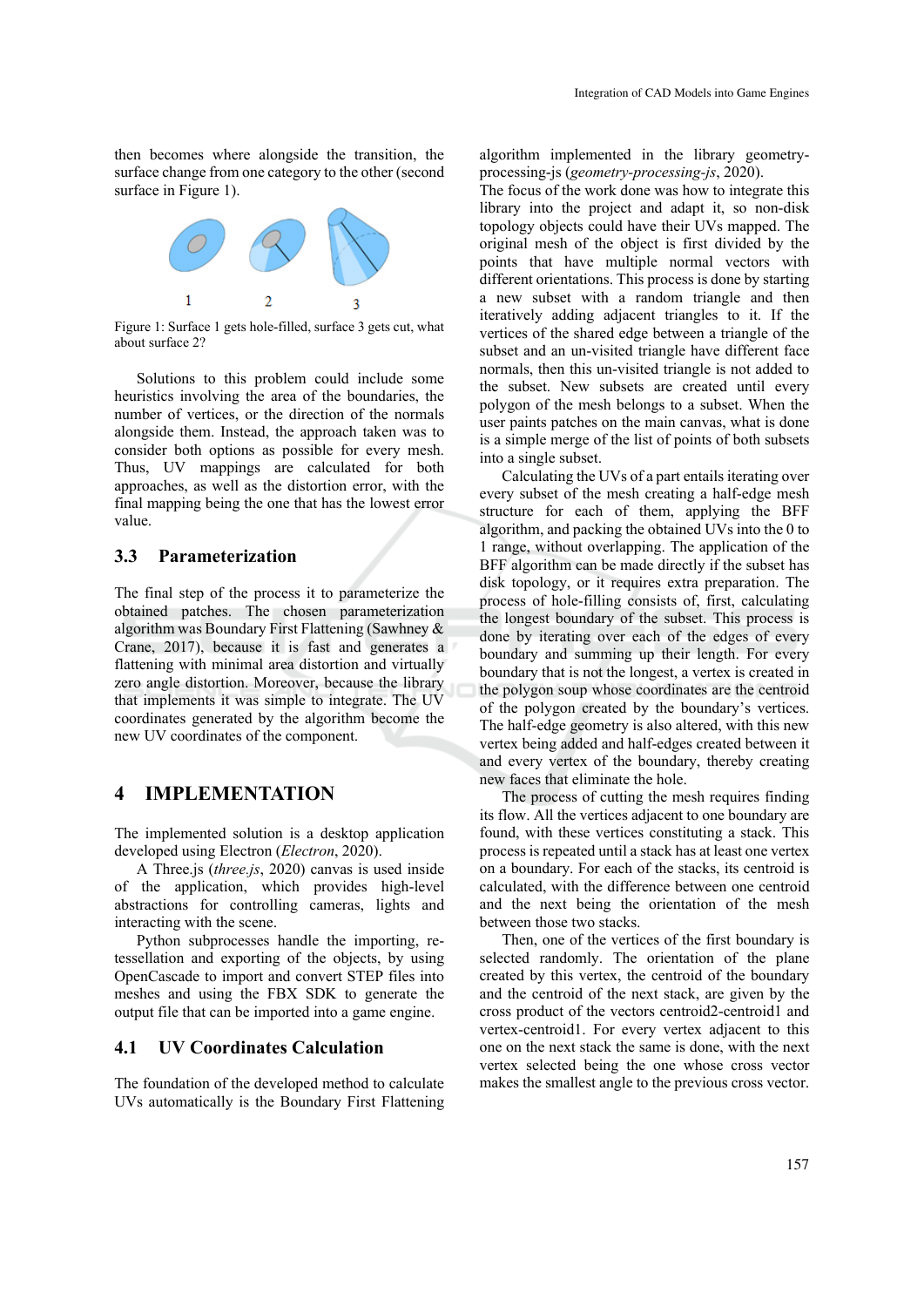then becomes where alongside the transition, the surface change from one category to the other (second surface in Figure 1).

Figure 1: Surface 1 gets hole-filled, surface 3 gets cut, what about surface 2?

Solutions to this problem could include some heuristics involving the area of the boundaries, the number of vertices, or the direction of the normals alongside them. Instead, the approach taken was to consider both options as possible for every mesh. Thus, UV mappings are calculated for both approaches, as well as the distortion error, with the final mapping being the one that has the lowest error value.

### 3.3 Parameterization

The final step of the process it to parameterize the obtained patches. The chosen parameterization algorithm was Boundary First Flattening (Sawhney & Crane, 2017), because it is fast and generates a flattening with minimal area distortion and virtually zero angle distortion. Moreover, because the library that implements it was simple to integrate. The UV coordinates generated by the algorithm become the new UV coordinates of the component.

## 4 IMPLEMENTATION

The implemented solution is a desktop application developed using Electron (*Electron*, 2020).

A Three.js (*three.js*, 2020) canvas is used inside of the application, which provides high-level abstractions for controlling cameras, lights and interacting with the scene.

Python subprocesses handle the importing, re-tessellation and exporting of the objects, by using OpenCascade to import and convert STEP files into meshes and using the FBX SDK to generate the output file that can be imported into a game engine.

### 4.1 UV Coordinates Calculation

The foundation of the developed method to calculate UVs automatically is the Boundary First Flattening algorithm implemented in the library geometry-processing-js (*geometry-processing-js*, 2020).

The focus of the work done was how to integrate this library into the project and adapt it, so non-disk topology objects could have their UVs mapped. The original mesh of the object is first divided by the points that have multiple normal vectors with different orientations. This process is done by starting a new subset with a random triangle and then iteratively adding adjacent triangles to it. If the vertices of the shared edge between a triangle of the subset and an un-visited triangle have different face normals, then this un-visited triangle is not added to the subset. New subsets are created until every polygon of the mesh belongs to a subset. When the user paints patches on the main canvas, what is done is a simple merge of the list of points of both subsets into a single subset.

Calculating the UVs of a part entails iterating over every subset of the mesh creating a half-edge mesh structure for each of them, applying the BFF algorithm, and packing the obtained UVs into the 0 to 1 range, without overlapping. The application of the BFF algorithm can be made directly if the subset has disk topology, or it requires extra preparation. The process of hole-filling consists of, first, calculating the longest boundary of the subset. This process is done by iterating over each of the edges of every boundary and summing up their length. For every boundary that is not the longest, a vertex is created in the polygon soup whose coordinates are the centroid of the polygon created by the boundary's vertices. The half-edge geometry is also altered, with this new vertex being added and half-edges created between it and every vertex of the boundary, thereby creating new faces that eliminate the hole.

The process of cutting the mesh requires finding its flow. All the vertices adjacent to one boundary are found, with these vertices constituting a stack. This process is repeated until a stack has at least one vertex on a boundary. For each of the stacks, its centroid is calculated, with the difference between one centroid and the next being the orientation of the mesh between those two stacks.

Then, one of the vertices of the first boundary is selected randomly. The orientation of the plane created by this vertex, the centroid of the boundary and the centroid of the next stack, are given by the cross product of the vectors centroid2-centroid1 and vertex-centroid1. For every vertex adjacent to this one on the next stack the same is done, with the next vertex selected being the one whose cross vector makes the smallest angle to the previous cross vector.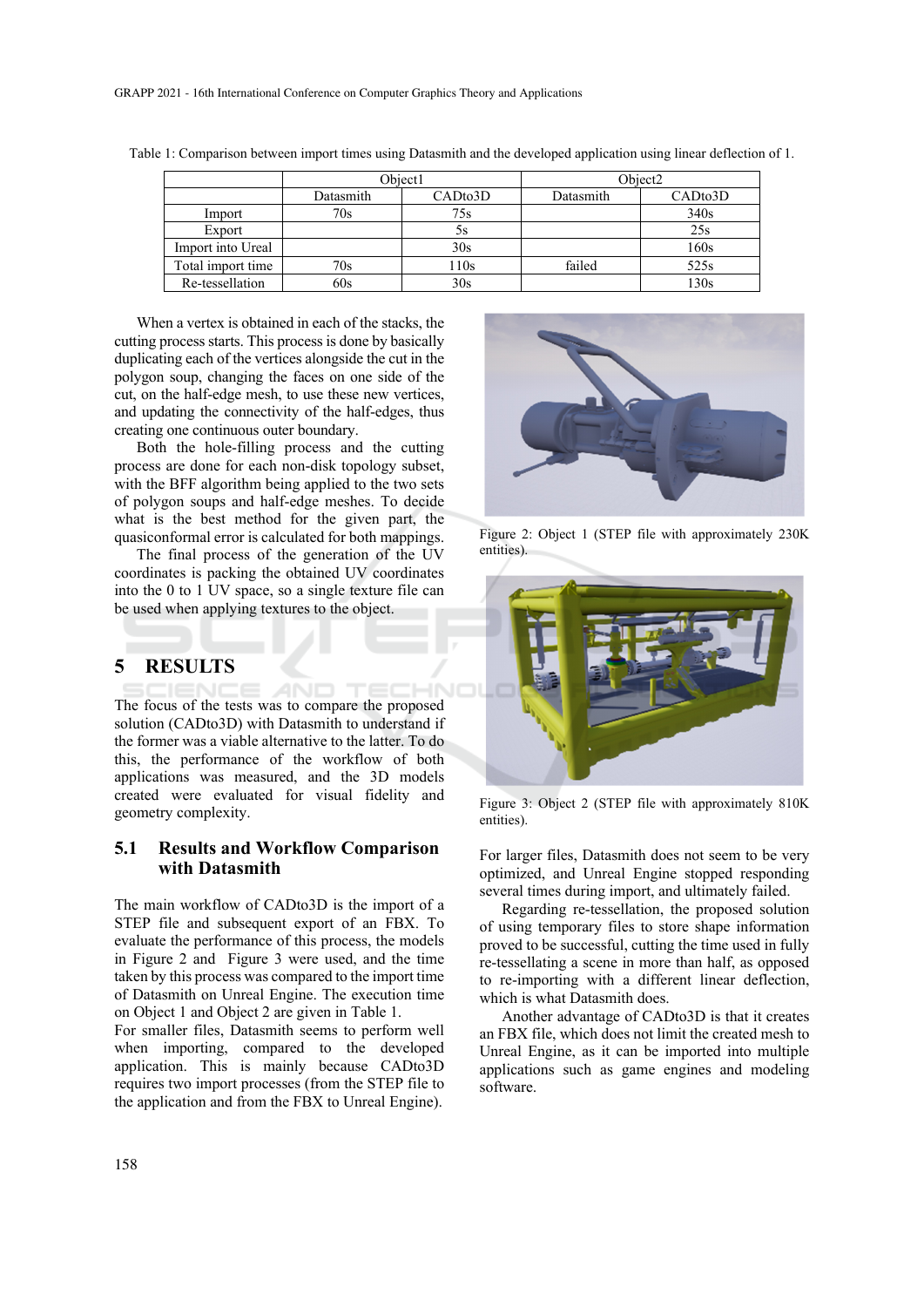Table 1: Comparison between import times using Datasmith and the developed application using linear deflection of 1.

| | Object1 | | Object2 | |
|---|---|---|---|---|
| | Datasmith | CADto3D | Datasmith | CADto3D |
| Import | 70s | 75s | | 340s |
| Export | | 5s | | 25s |
| Import into Ureal | | 30s | | 160s |
| Total import time | 70s | 110s | failed | 525s |
| Re-tessellation | 60s | 30s | | 130s |

When a vertex is obtained in each of the stacks, the cutting process starts. This process is done by basically duplicating each of the vertices alongside the cut in the polygon soup, changing the faces on one side of the cut, on the half-edge mesh, to use these new vertices, and updating the connectivity of the half-edges, thus creating one continuous outer boundary.

Both the hole-filling process and the cutting process are done for each non-disk topology subset, with the BFF algorithm being applied to the two sets of polygon soups and half-edge meshes. To decide what is the best method for the given part, the quasiconformal error is calculated for both mappings.

The final process of the generation of the UV coordinates is packing the obtained UV coordinates into the 0 to 1 UV space, so a single texture file can be used when applying textures to the object.

# 5 RESULTS

The focus of the tests was to compare the proposed solution (CADto3D) with Datasmith to understand if the former was a viable alternative to the latter. To do this, the performance of the workflow of both applications was measured, and the 3D models created were evaluated for visual fidelity and geometry complexity.

## 5.1 Results and Workflow Comparison with Datasmith

The main workflow of CADto3D is the import of a STEP file and subsequent export of an FBX. To evaluate the performance of this process, the models in Figure 2 and Figure 3 were used, and the time taken by this process was compared to the import time of Datasmith on Unreal Engine. The execution time on Object 1 and Object 2 are given in Table 1.

For smaller files, Datasmith seems to perform well when importing, compared to the developed application. This is mainly because CADto3D requires two import processes (from the STEP file to the application and from the FBX to Unreal Engine).

Figure 2: Object 1 (STEP file with approximately 230K entities).

Figure 3: Object 2 (STEP file with approximately 810K entities).

For larger files, Datasmith does not seem to be very optimized, and Unreal Engine stopped responding several times during import, and ultimately failed.

Regarding re-tessellation, the proposed solution of using temporary files to store shape information proved to be successful, cutting the time used in fully re-tessellating a scene in more than half, as opposed to re-importing with a different linear deflection, which is what Datasmith does.

Another advantage of CADto3D is that it creates an FBX file, which does not limit the created mesh to Unreal Engine, as it can be imported into multiple applications such as game engines and modeling software.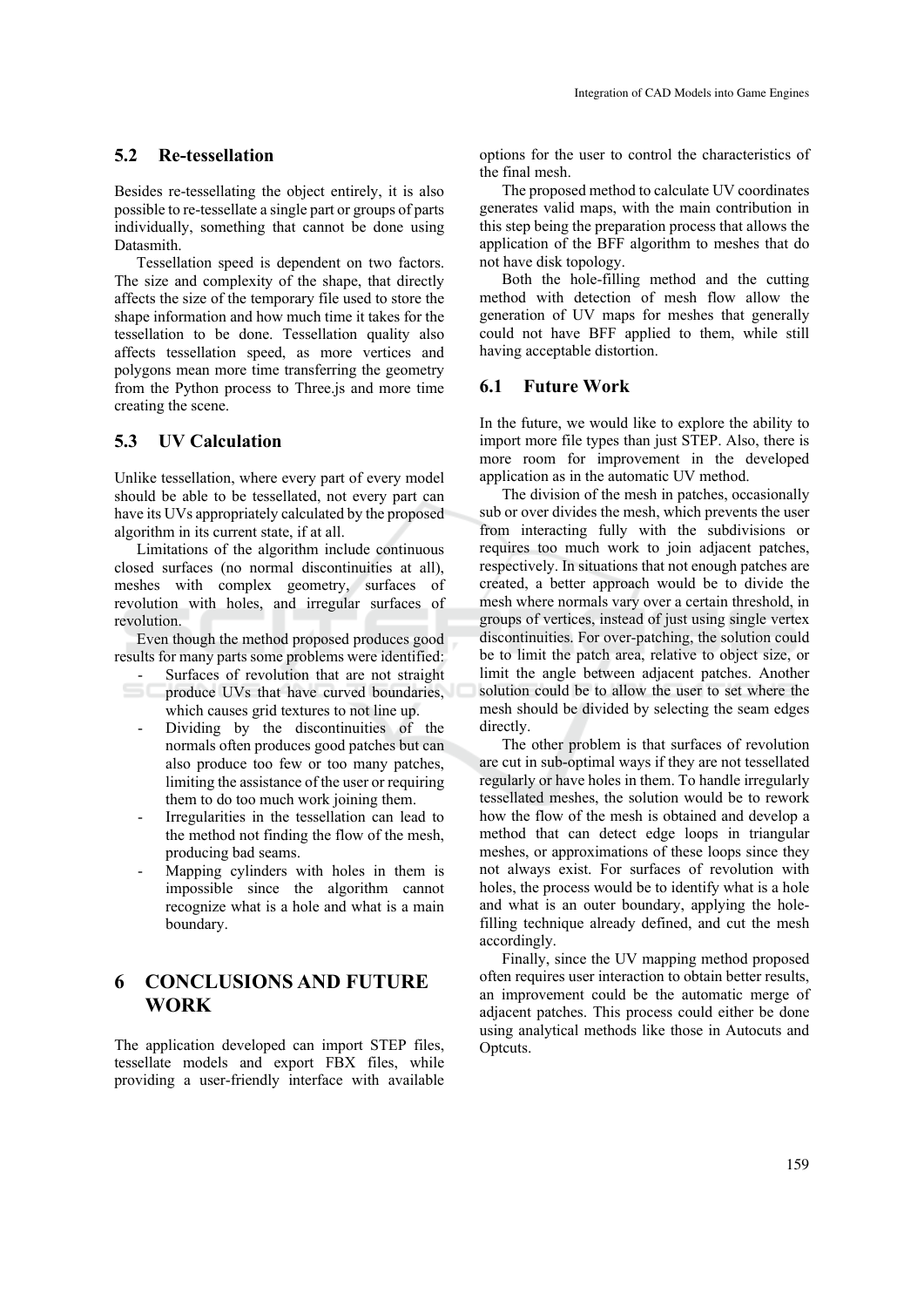### 5.2 Re-tessellation

Besides re-tessellating the object entirely, it is also possible to re-tessellate a single part or groups of parts individually, something that cannot be done using Datasmith.

Tessellation speed is dependent on two factors. The size and complexity of the shape, that directly affects the size of the temporary file used to store the shape information and how much time it takes for the tessellation to be done. Tessellation quality also affects tessellation speed, as more vertices and polygons mean more time transferring the geometry from the Python process to Three.js and more time creating the scene.

### 5.3 UV Calculation

Unlike tessellation, where every part of every model should be able to be tessellated, not every part can have its UVs appropriately calculated by the proposed algorithm in its current state, if at all.

Limitations of the algorithm include continuous closed surfaces (no normal discontinuities at all), meshes with complex geometry, surfaces of revolution with holes, and irregular surfaces of revolution.

Even though the method proposed produces good results for many parts some problems were identified:

- Surfaces of revolution that are not straight produce UVs that have curved boundaries, which causes grid textures to not line up.
- Dividing by the discontinuities of the normals often produces good patches but can also produce too few or too many patches, limiting the assistance of the user or requiring them to do too much work joining them.
- Irregularities in the tessellation can lead to the method not finding the flow of the mesh, producing bad seams.
- Mapping cylinders with holes in them is impossible since the algorithm cannot recognize what is a hole and what is a main boundary.

## 6 CONCLUSIONS AND FUTURE WORK

The application developed can import STEP files, tessellate models and export FBX files, while providing a user-friendly interface with available options for the user to control the characteristics of the final mesh.

The proposed method to calculate UV coordinates generates valid maps, with the main contribution in this step being the preparation process that allows the application of the BFF algorithm to meshes that do not have disk topology.

Both the hole-filling method and the cutting method with detection of mesh flow allow the generation of UV maps for meshes that generally could not have BFF applied to them, while still having acceptable distortion.

### 6.1 Future Work

In the future, we would like to explore the ability to import more file types than just STEP. Also, there is more room for improvement in the developed application as in the automatic UV method.

The division of the mesh in patches, occasionally sub or over divides the mesh, which prevents the user from interacting fully with the subdivisions or requires too much work to join adjacent patches, respectively. In situations that not enough patches are created, a better approach would be to divide the mesh where normals vary over a certain threshold, in groups of vertices, instead of just using single vertex discontinuities. For over-patching, the solution could be to limit the patch area, relative to object size, or limit the angle between adjacent patches. Another solution could be to allow the user to set where the mesh should be divided by selecting the seam edges directly.

The other problem is that surfaces of revolution are cut in sub-optimal ways if they are not tessellated regularly or have holes in them. To handle irregularly tessellated meshes, the solution would be to rework how the flow of the mesh is obtained and develop a method that can detect edge loops in triangular meshes, or approximations of these loops since they not always exist. For surfaces of revolution with holes, the process would be to identify what is a hole and what is an outer boundary, applying the hole-filling technique already defined, and cut the mesh accordingly.

Finally, since the UV mapping method proposed often requires user interaction to obtain better results, an improvement could be the automatic merge of adjacent patches. This process could either be done using analytical methods like those in Autocuts and Optcuts.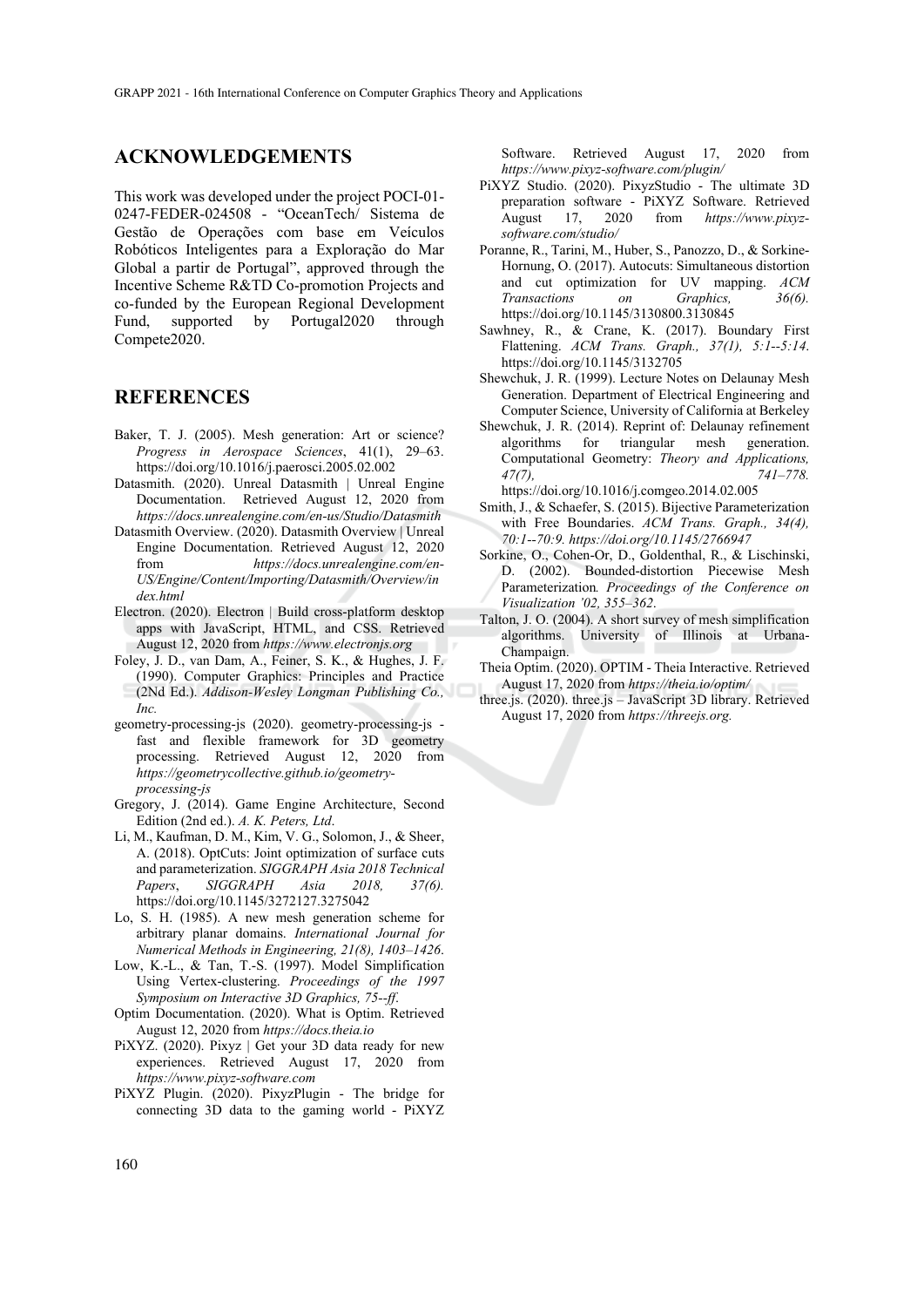## ACKNOWLEDGEMENTS

This work was developed under the project POCI-01-0247-FEDER-024508 - "OceanTech/ Sistema de Gestão de Operações com base em Veículos Robóticos Inteligentes para a Exploração do Mar Global a partir de Portugal", approved through the Incentive Scheme R&TD Co-promotion Projects and co-funded by the European Regional Development Fund, supported by Portugal2020 through Compete2020.

## REFERENCES

Baker, T. J. (2005). Mesh generation: Art or science? *Progress in Aerospace Sciences*, 41(1), 29–63. https://doi.org/10.1016/j.paerosci.2005.02.002

Datasmith. (2020). Unreal Datasmith | Unreal Engine Documentation. Retrieved August 12, 2020 from *https://docs.unrealengine.com/en-us/Studio/Datasmith*

Datasmith Overview. (2020). Datasmith Overview | Unreal Engine Documentation. Retrieved August 12, 2020 from *https://docs.unrealengine.com/en-US/Engine/Content/Importing/Datasmith/Overview/index.html*

Electron. (2020). Electron | Build cross-platform desktop apps with JavaScript, HTML, and CSS. Retrieved August 12, 2020 from *https://www.electronjs.org*

Foley, J. D., van Dam, A., Feiner, S. K., & Hughes, J. F. (1990). Computer Graphics: Principles and Practice (2Nd Ed.). *Addison-Wesley Longman Publishing Co., Inc.*

geometry-processing-js (2020). geometry-processing-js - fast and flexible framework for 3D geometry processing. Retrieved August 12, 2020 from *https://geometrycollective.github.io/geometry-processing-js*

Gregory, J. (2014). Game Engine Architecture, Second Edition (2nd ed.). *A. K. Peters, Ltd.*

Li, M., Kaufman, D. M., Kim, V. G., Solomon, J., & Sheer, A. (2018). OptCuts: Joint optimization of surface cuts and parameterization. *SIGGRAPH Asia 2018 Technical Papers*, *SIGGRAPH Asia 2018, 37(6).* https://doi.org/10.1145/3272127.3275042

Lo, S. H. (1985). A new mesh generation scheme for arbitrary planar domains. *International Journal for Numerical Methods in Engineering, 21(8), 1403–1426*.

Low, K.-L., & Tan, T.-S. (1997). Model Simplification Using Vertex-clustering. *Proceedings of the 1997 Symposium on Interactive 3D Graphics, 75--ff*.

Optim Documentation. (2020). What is Optim. Retrieved August 12, 2020 from *https://docs.theia.io*

PiXYZ. (2020). Pixyz | Get your 3D data ready for new experiences. Retrieved August 17, 2020 from *https://www.pixyz-software.com*

PiXYZ Plugin. (2020). PixyzPlugin - The bridge for connecting 3D data to the gaming world - PiXYZ Software. Retrieved August 17, 2020 from *https://www.pixyz-software.com/plugin/*

PiXYZ Studio. (2020). PixyzStudio - The ultimate 3D preparation software - PiXYZ Software. Retrieved August 17, 2020 from *https://www.pixyz-software.com/studio/*

Poranne, R., Tarini, M., Huber, S., Panozzo, D., & Sorkine-Hornung, O. (2017). Autocuts: Simultaneous distortion and cut optimization for UV mapping. *ACM Transactions on Graphics, 36(6).* https://doi.org/10.1145/3130800.3130845

Sawhney, R., & Crane, K. (2017). Boundary First Flattening. *ACM Trans. Graph., 37(1), 5:1--5:14.* https://doi.org/10.1145/3132705

Shewchuk, J. R. (1999). Lecture Notes on Delaunay Mesh Generation. Department of Electrical Engineering and Computer Science, University of California at Berkeley

Shewchuk, J. R. (2014). Reprint of: Delaunay refinement algorithms for triangular mesh generation. Computational Geometry: *Theory and Applications, 47(7), 741–778.* https://doi.org/10.1016/j.comgeo.2014.02.005

Smith, J., & Schaefer, S. (2015). Bijective Parameterization with Free Boundaries. *ACM Trans. Graph., 34(4), 70:1--70:9. https://doi.org/10.1145/2766947*

Sorkine, O., Cohen-Or, D., Goldenthal, R., & Lischinski, D. (2002). Bounded-distortion Piecewise Mesh Parameterization*. Proceedings of the Conference on Visualization '02, 355–362.*

Talton, J. O. (2004). A short survey of mesh simplification algorithms. University of Illinois at Urbana-Champaign.

Theia Optim. (2020). OPTIM - Theia Interactive. Retrieved August 17, 2020 from *https://theia.io/optim/*

three.js. (2020). three.js – JavaScript 3D library. Retrieved August 17, 2020 from *https://threejs.org.*